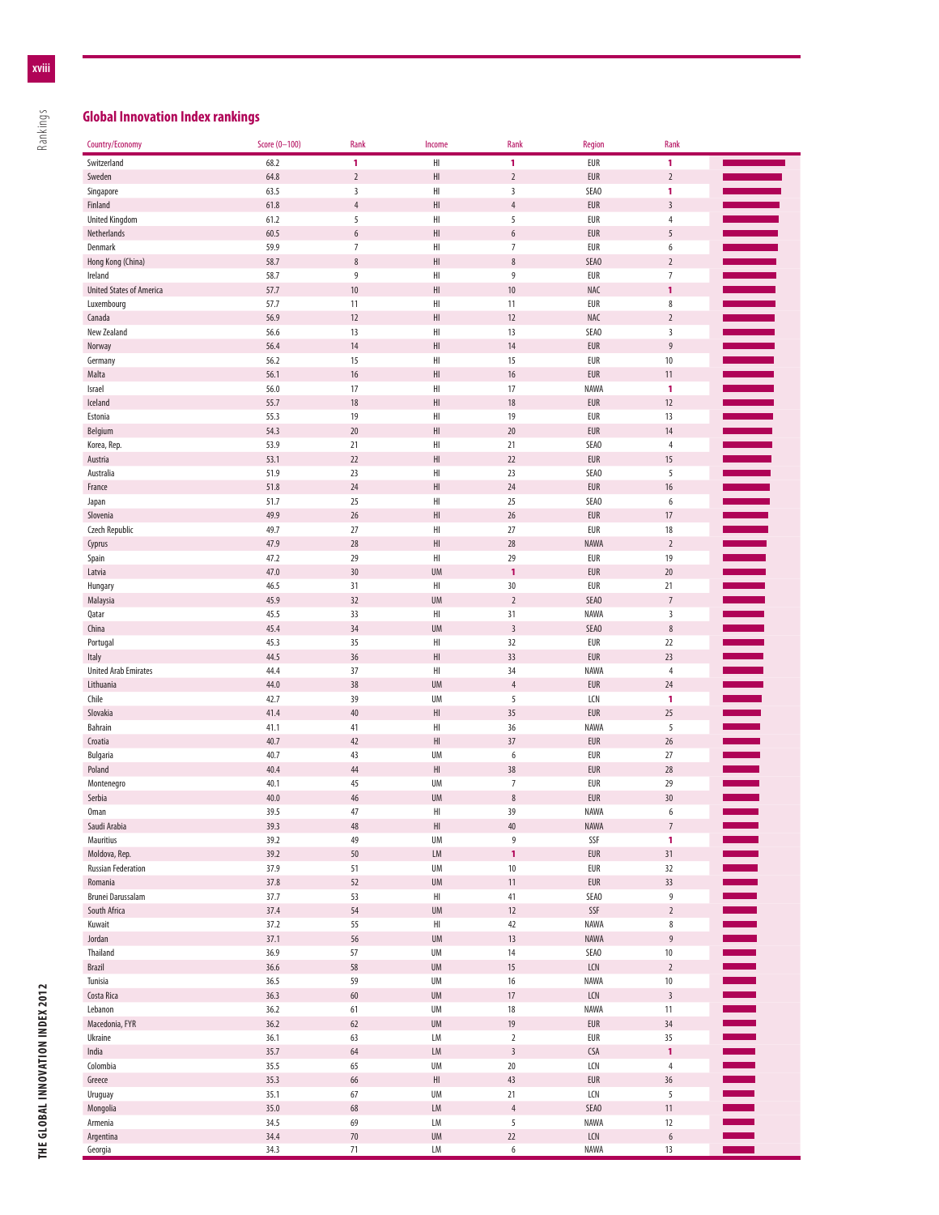## Global Innovation Index rankings

| Country/Economy | Score (0–100) | Rank | Income | Rank | Region | Rank |
|---|---|---|---|---|---|---|
| Switzerland | 68.2 | 1 | HI | 1 | EUR | 1 |
| Sweden | 64.8 | 2 | HI | 2 | EUR | 2 |
| Singapore | 63.5 | 3 | HI | 3 | SEAO | 1 |
| Finland | 61.8 | 4 | HI | 4 | EUR | 3 |
| United Kingdom | 61.2 | 5 | HI | 5 | EUR | 4 |
| Netherlands | 60.5 | 6 | HI | 6 | EUR | 5 |
| Denmark | 59.9 | 7 | HI | 7 | EUR | 6 |
| Hong Kong (China) | 58.7 | 8 | HI | 8 | SEAO | 2 |
| Ireland | 58.7 | 9 | HI | 9 | EUR | 7 |
| United States of America | 57.7 | 10 | HI | 10 | NAC | 1 |
| Luxembourg | 57.7 | 11 | HI | 11 | EUR | 8 |
| Canada | 56.9 | 12 | HI | 12 | NAC | 2 |
| New Zealand | 56.6 | 13 | HI | 13 | SEAO | 3 |
| Norway | 56.4 | 14 | HI | 14 | EUR | 9 |
| Germany | 56.2 | 15 | HI | 15 | EUR | 10 |
| Malta | 56.1 | 16 | HI | 16 | EUR | 11 |
| Israel | 56.0 | 17 | HI | 17 | NAWA | 1 |
| Iceland | 55.7 | 18 | HI | 18 | EUR | 12 |
| Estonia | 55.3 | 19 | HI | 19 | EUR | 13 |
| Belgium | 54.3 | 20 | HI | 20 | EUR | 14 |
| Korea, Rep. | 53.9 | 21 | HI | 21 | SEAO | 4 |
| Austria | 53.1 | 22 | HI | 22 | EUR | 15 |
| Australia | 51.9 | 23 | HI | 23 | SEAO | 5 |
| France | 51.8 | 24 | HI | 24 | EUR | 16 |
| Japan | 51.7 | 25 | HI | 25 | SEAO | 6 |
| Slovenia | 49.9 | 26 | HI | 26 | EUR | 17 |
| Czech Republic | 49.7 | 27 | HI | 27 | EUR | 18 |
| Cyprus | 47.9 | 28 | HI | 28 | NAWA | 2 |
| Spain | 47.2 | 29 | HI | 29 | EUR | 19 |
| Latvia | 47.0 | 30 | UM | 1 | EUR | 20 |
| Hungary | 46.5 | 31 | HI | 30 | EUR | 21 |
| Malaysia | 45.9 | 32 | UM | 2 | SEAO | 7 |
| Qatar | 45.5 | 33 | HI | 31 | NAWA | 3 |
| China | 45.4 | 34 | UM | 3 | SEAO | 8 |
| Portugal | 45.3 | 35 | HI | 32 | EUR | 22 |
| Italy | 44.5 | 36 | HI | 33 | EUR | 23 |
| United Arab Emirates | 44.4 | 37 | HI | 34 | NAWA | 4 |
| Lithuania | 44.0 | 38 | UM | 4 | EUR | 24 |
| Chile | 42.7 | 39 | UM | 5 | LCN | 1 |
| Slovakia | 41.4 | 40 | HI | 35 | EUR | 25 |
| Bahrain | 41.1 | 41 | HI | 36 | NAWA | 5 |
| Croatia | 40.7 | 42 | HI | 37 | EUR | 26 |
| Bulgaria | 40.7 | 43 | UM | 6 | EUR | 27 |
| Poland | 40.4 | 44 | HI | 38 | EUR | 28 |
| Montenegro | 40.1 | 45 | UM | 7 | EUR | 29 |
| Serbia | 40.0 | 46 | UM | 8 | EUR | 30 |
| Oman | 39.5 | 47 | HI | 39 | NAWA | 6 |
| Saudi Arabia | 39.3 | 48 | HI | 40 | NAWA | 7 |
| Mauritius | 39.2 | 49 | UM | 9 | SSF | 1 |
| Moldova, Rep. | 39.2 | 50 | LM | 1 | EUR | 31 |
| Russian Federation | 37.9 | 51 | UM | 10 | EUR | 32 |
| Romania | 37.8 | 52 | UM | 11 | EUR | 33 |
| Brunei Darussalam | 37.7 | 53 | HI | 41 | SEAO | 9 |
| South Africa | 37.4 | 54 | UM | 12 | SSF | 2 |
| Kuwait | 37.2 | 55 | HI | 42 | NAWA | 8 |
| Jordan | 37.1 | 56 | UM | 13 | NAWA | 9 |
| Thailand | 36.9 | 57 | UM | 14 | SEAO | 10 |
| Brazil | 36.6 | 58 | UM | 15 | LCN | 2 |
| Tunisia | 36.5 | 59 | UM | 16 | NAWA | 10 |
| Costa Rica | 36.3 | 60 | UM | 17 | LCN | 3 |
| Lebanon | 36.2 | 61 | UM | 18 | NAWA | 11 |
| Macedonia, FYR | 36.2 | 62 | UM | 19 | EUR | 34 |
| Ukraine | 36.1 | 63 | LM | 2 | EUR | 35 |
| India | 35.7 | 64 | LM | 3 | CSA | 1 |
| Colombia | 35.5 | 65 | UM | 20 | LCN | 4 |
| Greece | 35.3 | 66 | HI | 43 | EUR | 36 |
| Uruguay | 35.1 | 67 | UM | 21 | LCN | 5 |
| Mongolia | 35.0 | 68 | LM | 4 | SEAO | 11 |
| Armenia | 34.5 | 69 | LM | 5 | NAWA | 12 |
| Argentina | 34.4 | 70 | UM | 22 | LCN | 6 |
| Georgia | 34.3 | 71 | LM | 6 | NAWA | 13 |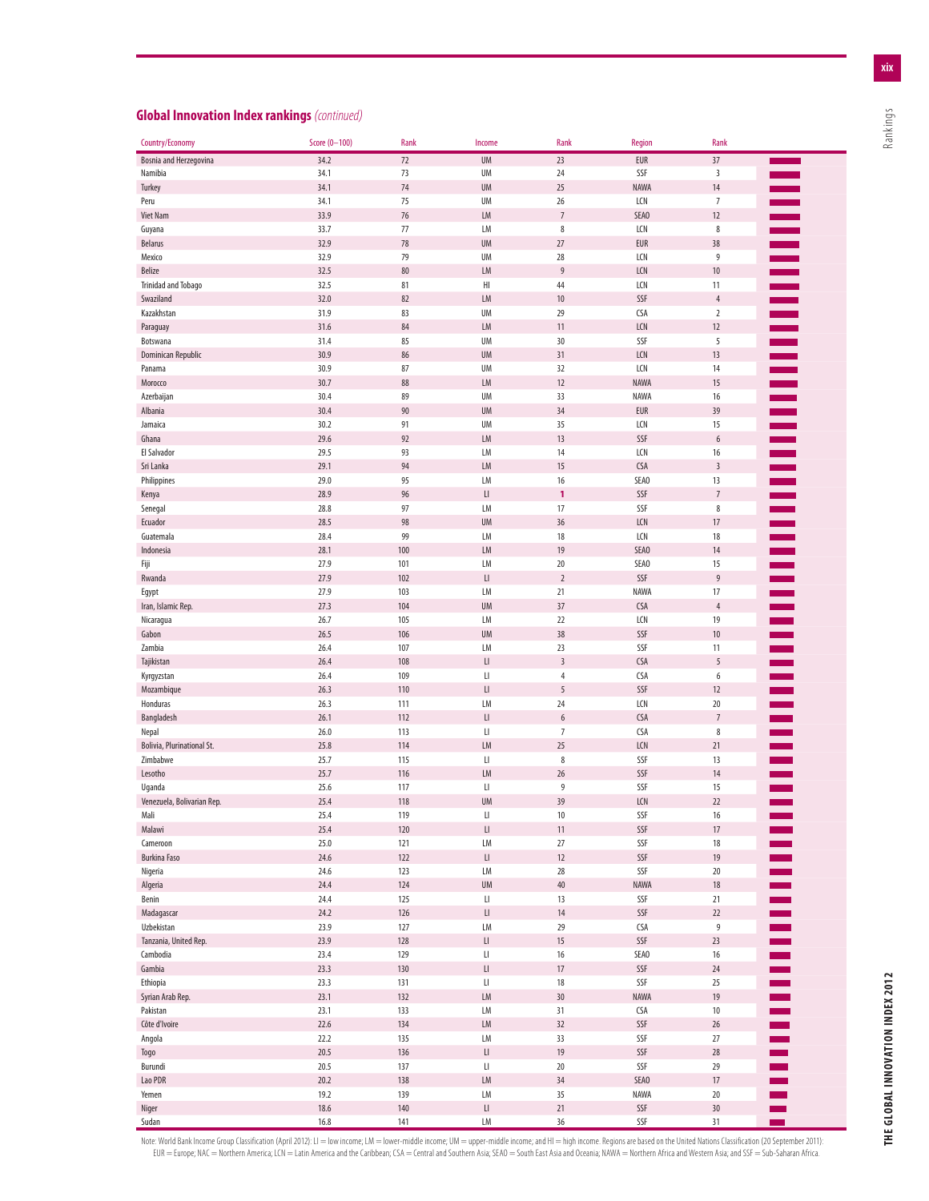## Global Innovation Index rankings *(continued)*

| Country/Economy | Score (0–100) | Rank | Income | Rank | Region | Rank |
|---|---|---|---|---|---|---|
| Bosnia and Herzegovina | 34.2 | 72 | UM | 23 | EUR | 37 |
| Namibia | 34.1 | 73 | UM | 24 | SSF | 3 |
| Turkey | 34.1 | 74 | UM | 25 | NAWA | 14 |
| Peru | 34.1 | 75 | UM | 26 | LCN | 7 |
| Viet Nam | 33.9 | 76 | LM | 7 | SEAO | 12 |
| Guyana | 33.7 | 77 | LM | 8 | LCN | 8 |
| Belarus | 32.9 | 78 | UM | 27 | EUR | 38 |
| Mexico | 32.9 | 79 | UM | 28 | LCN | 9 |
| Belize | 32.5 | 80 | LM | 9 | LCN | 10 |
| Trinidad and Tobago | 32.5 | 81 | HI | 44 | LCN | 11 |
| Swaziland | 32.0 | 82 | LM | 10 | SSF | 4 |
| Kazakhstan | 31.9 | 83 | UM | 29 | CSA | 2 |
| Paraguay | 31.6 | 84 | LM | 11 | LCN | 12 |
| Botswana | 31.4 | 85 | UM | 30 | SSF | 5 |
| Dominican Republic | 30.9 | 86 | UM | 31 | LCN | 13 |
| Panama | 30.9 | 87 | UM | 32 | LCN | 14 |
| Morocco | 30.7 | 88 | LM | 12 | NAWA | 15 |
| Azerbaijan | 30.4 | 89 | UM | 33 | NAWA | 16 |
| Albania | 30.4 | 90 | UM | 34 | EUR | 39 |
| Jamaica | 30.2 | 91 | UM | 35 | LCN | 15 |
| Ghana | 29.6 | 92 | LM | 13 | SSF | 6 |
| El Salvador | 29.5 | 93 | LM | 14 | LCN | 16 |
| Sri Lanka | 29.1 | 94 | LM | 15 | CSA | 3 |
| Philippines | 29.0 | 95 | LM | 16 | SEAO | 13 |
| Kenya | 28.9 | 96 | LI | **1** | SSF | 7 |
| Senegal | 28.8 | 97 | LM | 17 | SSF | 8 |
| Ecuador | 28.5 | 98 | UM | 36 | LCN | 17 |
| Guatemala | 28.4 | 99 | LM | 18 | LCN | 18 |
| Indonesia | 28.1 | 100 | LM | 19 | SEAO | 14 |
| Fiji | 27.9 | 101 | LM | 20 | SEAO | 15 |
| Rwanda | 27.9 | 102 | LI | 2 | SSF | 9 |
| Egypt | 27.9 | 103 | LM | 21 | NAWA | 17 |
| Iran, Islamic Rep. | 27.3 | 104 | UM | 37 | CSA | 4 |
| Nicaragua | 26.7 | 105 | LM | 22 | LCN | 19 |
| Gabon | 26.5 | 106 | UM | 38 | SSF | 10 |
| Zambia | 26.4 | 107 | LM | 23 | SSF | 11 |
| Tajikistan | 26.4 | 108 | LI | 3 | CSA | 5 |
| Kyrgyzstan | 26.4 | 109 | LI | 4 | CSA | 6 |
| Mozambique | 26.3 | 110 | LI | 5 | SSF | 12 |
| Honduras | 26.3 | 111 | LM | 24 | LCN | 20 |
| Bangladesh | 26.1 | 112 | LI | 6 | CSA | 7 |
| Nepal | 26.0 | 113 | LI | 7 | CSA | 8 |
| Bolivia, Plurinational St. | 25.8 | 114 | LM | 25 | LCN | 21 |
| Zimbabwe | 25.7 | 115 | LI | 8 | SSF | 13 |
| Lesotho | 25.7 | 116 | LM | 26 | SSF | 14 |
| Uganda | 25.6 | 117 | LI | 9 | SSF | 15 |
| Venezuela, Bolivarian Rep. | 25.4 | 118 | UM | 39 | LCN | 22 |
| Mali | 25.4 | 119 | LI | 10 | SSF | 16 |
| Malawi | 25.4 | 120 | LI | 11 | SSF | 17 |
| Cameroon | 25.0 | 121 | LM | 27 | SSF | 18 |
| Burkina Faso | 24.6 | 122 | LI | 12 | SSF | 19 |
| Nigeria | 24.6 | 123 | LM | 28 | SSF | 20 |
| Algeria | 24.4 | 124 | UM | 40 | NAWA | 18 |
| Benin | 24.4 | 125 | LI | 13 | SSF | 21 |
| Madagascar | 24.2 | 126 | LI | 14 | SSF | 22 |
| Uzbekistan | 23.9 | 127 | LM | 29 | CSA | 9 |
| Tanzania, United Rep. | 23.9 | 128 | LI | 15 | SSF | 23 |
| Cambodia | 23.4 | 129 | LI | 16 | SEAO | 16 |
| Gambia | 23.3 | 130 | LI | 17 | SSF | 24 |
| Ethiopia | 23.3 | 131 | LI | 18 | SSF | 25 |
| Syrian Arab Rep. | 23.1 | 132 | LM | 30 | NAWA | 19 |
| Pakistan | 23.1 | 133 | LM | 31 | CSA | 10 |
| Côte d'Ivoire | 22.6 | 134 | LM | 32 | SSF | 26 |
| Angola | 22.2 | 135 | LM | 33 | SSF | 27 |
| Togo | 20.5 | 136 | LI | 19 | SSF | 28 |
| Burundi | 20.5 | 137 | LI | 20 | SSF | 29 |
| Lao PDR | 20.2 | 138 | LM | 34 | SEAO | 17 |
| Yemen | 19.2 | 139 | LM | 35 | NAWA | 20 |
| Niger | 18.6 | 140 | LI | 21 | SSF | 30 |
| Sudan | 16.8 | 141 | LM | 36 | SSF | 31 |

Note: World Bank Income Group Classification (April 2012): LI = low income; LM = lower-middle income; UM = upper-middle income; and HI = high income. Regions are based on the United Nations Classification (20 September 2011): EUR = Europe; NAC = Northern America; LCN = Latin America and the Caribbean; CSA = Central and Southern Asia; SEAO = South East Asia and Oceania; NAWA = Northern Africa and Western Asia; and SSF = Sub-Saharan Africa.